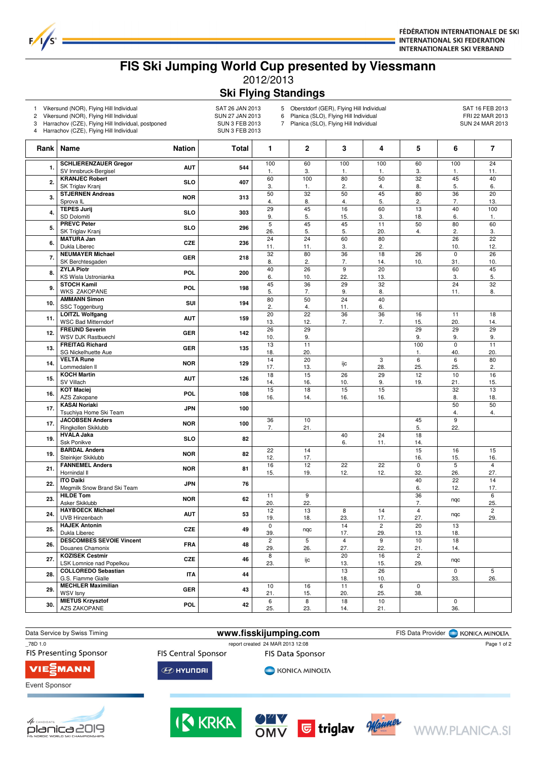FÉDÉRATION INTERNATIONALE DE SKI
INTERNATIONAL SKI FEDERATION
INTERNATIONALER SKI VERBAND

# FIS Ski Jumping World Cup presented by Viessmann

## 2012/2013

## Ski Flying Standings

| | Competition | Date |
|---|---|---|
| 1 | Vikersund (NOR), Flying Hill Individual | SAT 26 JAN 2013 |
| 2 | Vikersund (NOR), Flying Hill Individual | SUN 27 JAN 2013 |
| 3 | Harrachov (CZE), Flying Hill Individual, postponed | SUN 3 FEB 2013 |
| 4 | Harrachov (CZE), Flying Hill Individual | SUN 3 FEB 2013 |
| 5 | Oberstdorf (GER), Flying Hill Individual | SAT 16 FEB 2013 |
| 6 | Planica (SLO), Flying Hill Individual | FRI 22 MAR 2013 |
| 7 | Planica (SLO), Flying Hill Individual | SUN 24 MAR 2013 |

| Rank | Name | Nation | Total | 1 | 2 | 3 | 4 | 5 | 6 | 7 |
|---|---|---|---|---|---|---|---|---|---|---|
| 1. | **SCHLIERENZAUER Gregor** SV Innsbruck-Bergisel | AUT | 544 | 100 1. | 60 3. | 100 1. | 100 1. | 60 3. | 100 1. | 24 11. |
| 2. | **KRANJEC Robert** SK Triglav Kranj | SLO | 407 | 60 3. | 100 1. | 80 2. | 50 4. | 32 8. | 45 5. | 40 6. |
| 3. | **STJERNEN Andreas** Sprova IL | NOR | 313 | 50 4. | 32 8. | 50 4. | 45 5. | 80 2. | 36 7. | 20 13. |
| 4. | **TEPES Jurij** SD Dolomiti | SLO | 303 | 29 9. | 45 5. | 16 15. | 60 3. | 13 18. | 40 6. | 100 1. |
| 5. | **PREVC Peter** SK Triglav Kranj | SLO | 296 | 5 26. | 45 5. | 45 5. | 11 20. | 50 4. | 80 2. | 60 3. |
| 6. | **MATURA Jan** Dukla Liberec | CZE | 236 | 24 11. | 24 11. | 60 3. | 80 2. | | 26 10. | 22 12. |
| 7. | **NEUMAYER Michael** SK Berchtesgaden | GER | 218 | 32 8. | 80 2. | 36 7. | 18 14. | 26 10. | 0 31. | 26 10. |
| 8. | **ZYLA Piotr** KS Wisla Ustronianka | POL | 200 | 40 6. | 26 10. | 9 22. | 20 13. | | 60 3. | 45 5. |
| 9. | **STOCH Kamil** WKS ZAKOPANE | POL | 198 | 45 5. | 36 7. | 29 9. | 32 8. | | 24 11. | 32 8. |
| 10. | **AMMANN Simon** SSC Toggenburg | SUI | 194 | 80 2. | 50 4. | 24 11. | 40 6. | | | |
| 11. | **LOITZL Wolfgang** WSC Bad Mitterndorf | AUT | 159 | 20 13. | 22 12. | 36 7. | 36 7. | 16 15. | 11 20. | 18 14. |
| 12. | **FREUND Severin** WSV DJK Rastbuechl | GER | 142 | 26 10. | 29 9. | | | 29 9. | 29 9. | 29 9. |
| 13. | **FREITAG Richard** SG Nickelhuette Aue | GER | 135 | 13 18. | 11 20. | | | 100 1. | 0 40. | 11 20. |
| 14. | **VELTA Rune** Lommedalen Il | NOR | 129 | 14 17. | 20 13. | ijc | 3 28. | 6 25. | 6 25. | 80 2. |
| 15. | **KOCH Martin** SV Villach | AUT | 126 | 18 14. | 15 16. | 26 10. | 29 9. | 12 19. | 10 21. | 16 15. |
| 16. | **KOT Maciej** AZS Zakopane | POL | 108 | 15 16. | 18 14. | 15 16. | 15 16. | | 32 8. | 13 18. |
| 17. | **KASAI Noriaki** Tsuchiya Home Ski Team | JPN | 100 | | | | | | 50 4. | 50 4. |
| 17. | **JACOBSEN Anders** Ringkollen Skiklubb | NOR | 100 | 36 7. | 10 21. | | | 45 5. | 9 22. | |
| 19. | **HVALA Jaka** Ssk Ponikve | SLO | 82 | | | 40 6. | 24 11. | 18 14. | | |
| 19. | **BARDAL Anders** Steinkjer Skiklubb | NOR | 82 | 22 12. | 14 17. | | | 15 16. | 16 15. | 15 16. |
| 21. | **FANNEMEL Anders** Hornindal Il | NOR | 81 | 16 15. | 12 19. | 22 12. | 22 12. | 0 32. | 5 26. | 4 27. |
| 22. | **ITO Daiki** Megmilk Snow Brand Ski Team | JPN | 76 | | | | | 40 6. | 22 12. | 14 17. |
| 23. | **HILDE Tom** Asker Skiklubb | NOR | 62 | 11 20. | 9 22. | | | 36 7. | nqc | 6 25. |
| 24. | **HAYBOECK Michael** UVB Hinzenbach | AUT | 53 | 12 19. | 13 18. | 8 23. | 14 17. | 4 27. | nqc | 2 29. |
| 25. | **HAJEK Antonin** Dukla Liberec | CZE | 49 | 0 39. | nqc | 14 17. | 2 29. | 20 13. | 13 18. | |
| 26. | **DESCOMBES SEVOIE Vincent** Douanes Chamonix | FRA | 48 | 2 29. | 5 26. | 4 27. | 9 22. | 10 21. | 18 14. | |
| 27. | **KOZISEK Cestmir** LSK Lomnice nad Popelkou | CZE | 46 | 8 23. | ijc | 20 13. | 16 15. | 2 29. | nqc | |
| 28. | **COLLOREDO Sebastian** G.S. Fiamme Gialle | ITA | 44 | | | 13 18. | 26 10. | | 0 33. | 5 26. |
| 29. | **MECHLER Maximilian** WSV Isny | GER | 43 | 10 21. | 16 15. | 11 20. | 6 25. | 0 38. | | |
| 30. | **MIETUS Krzysztof** AZS ZAKOPANE | POL | 42 | 6 25. | 8 23. | 18 14. | 10 21. | | 0 36. | |

Data Service by Swiss Timing — www.fisskijumping.com — FIS Data Provider KONICA MINOLTA

_78D 1.0 — report created 24 MAR 2013 12:08

FIS Presenting Sponsor: VIESSMANN — FIS Central Sponsor: HYUNDAI — FIS Data Sponsor: KONICA MINOLTA

Event Sponsor

planica 2019 — KRKA — OMV — triglav — Manner — WWW.PLANICA.SI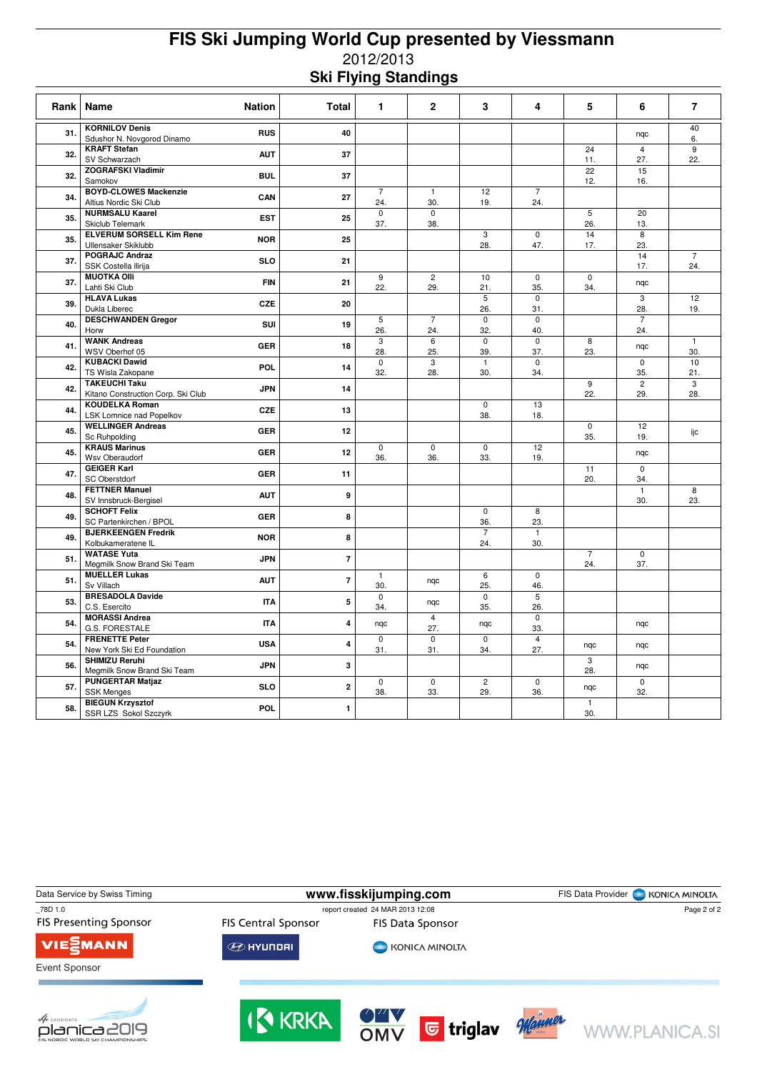# FIS Ski Jumping World Cup presented by Viessmann

2012/2013

## Ski Flying Standings

| Rank | Name | Nation | Total | 1 | 2 | 3 | 4 | 5 | 6 | 7 |
|---|---|---|---|---|---|---|---|---|---|---|
| 31. | KORNILOV Denis<br>Sdushor N. Novgorod Dinamo | RUS | 40 | | | | | | nqc | 40<br>6. |
| 32. | KRAFT Stefan<br>SV Schwarzach | AUT | 37 | | | | | 24<br>11. | 4<br>27. | 9<br>22. |
| 32. | ZOGRAFSKI Vladimir<br>Samokov | BUL | 37 | | | | | 22<br>12. | 15<br>16. | |
| 34. | BOYD-CLOWES Mackenzie<br>Altius Nordic Ski Club | CAN | 27 | 7<br>24. | 1<br>30. | 12<br>19. | 7<br>24. | | | |
| 35. | NURMSALU Kaarel<br>Skiclub Telemark | EST | 25 | 0<br>37. | 0<br>38. | | | 5<br>26. | 20<br>13. | |
| 35. | ELVERUM SORSELL Kim Rene<br>Ullensaker Skiklubb | NOR | 25 | | | 3<br>28. | 0<br>47. | 14<br>17. | 8<br>23. | |
| 37. | POGRAJC Andraz<br>SSK Costella Ilirija | SLO | 21 | | | | | | 14<br>17. | 7<br>24. |
| 37. | MUOTKA Olli<br>Lahti Ski Club | FIN | 21 | 9<br>22. | 2<br>29. | 10<br>21. | 0<br>35. | 0<br>34. | nqc | |
| 39. | HLAVA Lukas<br>Dukla Liberec | CZE | 20 | | | 5<br>26. | 0<br>31. | | 3<br>28. | 12<br>19. |
| 40. | DESCHWANDEN Gregor<br>Horw | SUI | 19 | 5<br>26. | 7<br>24. | 0<br>32. | 0<br>40. | | 7<br>24. | |
| 41. | WANK Andreas<br>WSV Oberhof 05 | GER | 18 | 3<br>28. | 6<br>25. | 0<br>39. | 0<br>37. | 8<br>23. | nqc | 1<br>30. |
| 42. | KUBACKI Dawid<br>TS Wisla Zakopane | POL | 14 | 0<br>32. | 3<br>28. | 1<br>30. | 0<br>34. | | 0<br>35. | 10<br>21. |
| 42. | TAKEUCHI Taku<br>Kitano Construction Corp. Ski Club | JPN | 14 | | | | | 9<br>22. | 2<br>29. | 3<br>28. |
| 44. | KOUDELKA Roman<br>LSK Lomnice nad Popelkov | CZE | 13 | | | 0<br>38. | 13<br>18. | | | |
| 45. | WELLINGER Andreas<br>Sc Ruhpolding | GER | 12 | | | | | 0<br>35. | 12<br>19. | ijc |
| 45. | KRAUS Marinus<br>Wsv Oberaudorf | GER | 12 | 0<br>36. | 0<br>36. | 0<br>33. | 12<br>19. | | nqc | |
| 47. | GEIGER Karl<br>SC Oberstdorf | GER | 11 | | | | | 11<br>20. | 0<br>34. | |
| 48. | FETTNER Manuel<br>SV Innsbruck-Bergisel | AUT | 9 | | | | | | 1<br>30. | 8<br>23. |
| 49. | SCHOFT Felix<br>SC Partenkirchen / BPOL | GER | 8 | | | 0<br>36. | 8<br>23. | | | |
| 49. | BJERKEENGEN Fredrik<br>Kolbukameratene IL | NOR | 8 | | | 7<br>24. | 1<br>30. | | | |
| 51. | WATASE Yuta<br>Megmilk Snow Brand Ski Team | JPN | 7 | | | | | 7<br>24. | 0<br>37. | |
| 51. | MUELLER Lukas<br>Sv Villach | AUT | 7 | 1<br>30. | nqc | 6<br>25. | 0<br>46. | | | |
| 53. | BRESADOLA Davide<br>C.S. Esercito | ITA | 5 | 0<br>34. | nqc | 0<br>35. | 5<br>26. | | | |
| 54. | MORASSI Andrea<br>G.S. FORESTALE | ITA | 4 | nqc | 4<br>27. | nqc | 0<br>33. | | nqc | |
| 54. | FRENETTE Peter<br>New York Ski Ed Foundation | USA | 4 | 0<br>31. | 0<br>31. | 0<br>34. | 4<br>27. | nqc | nqc | |
| 56. | SHIMIZU Reruhi<br>Megmilk Snow Brand Ski Team | JPN | 3 | | | | | 3<br>28. | nqc | |
| 57. | PUNGERTAR Matjaz<br>SSK Menges | SLO | 2 | 0<br>38. | 0<br>33. | 2<br>29. | 0<br>36. | nqc | 0<br>32. | |
| 58. | BIEGUN Krzysztof<br>SSR LZS Sokol Szczyrk | POL | 1 | | | | | 1<br>30. | | |

Data Service by Swiss Timing | www.fisskijumping.com | FIS Data Provider KONICA MINOLTA

_78D 1.0 | report created 24 MAR 2013 12:08

FIS Presenting Sponsor: VIESSMANN | FIS Central Sponsor: HYUNDAI | FIS Data Sponsor: KONICA MINOLTA

Event Sponsor: planica 2019, KRKA, OMV, triglav, Manner, WWW.PLANICA.SI